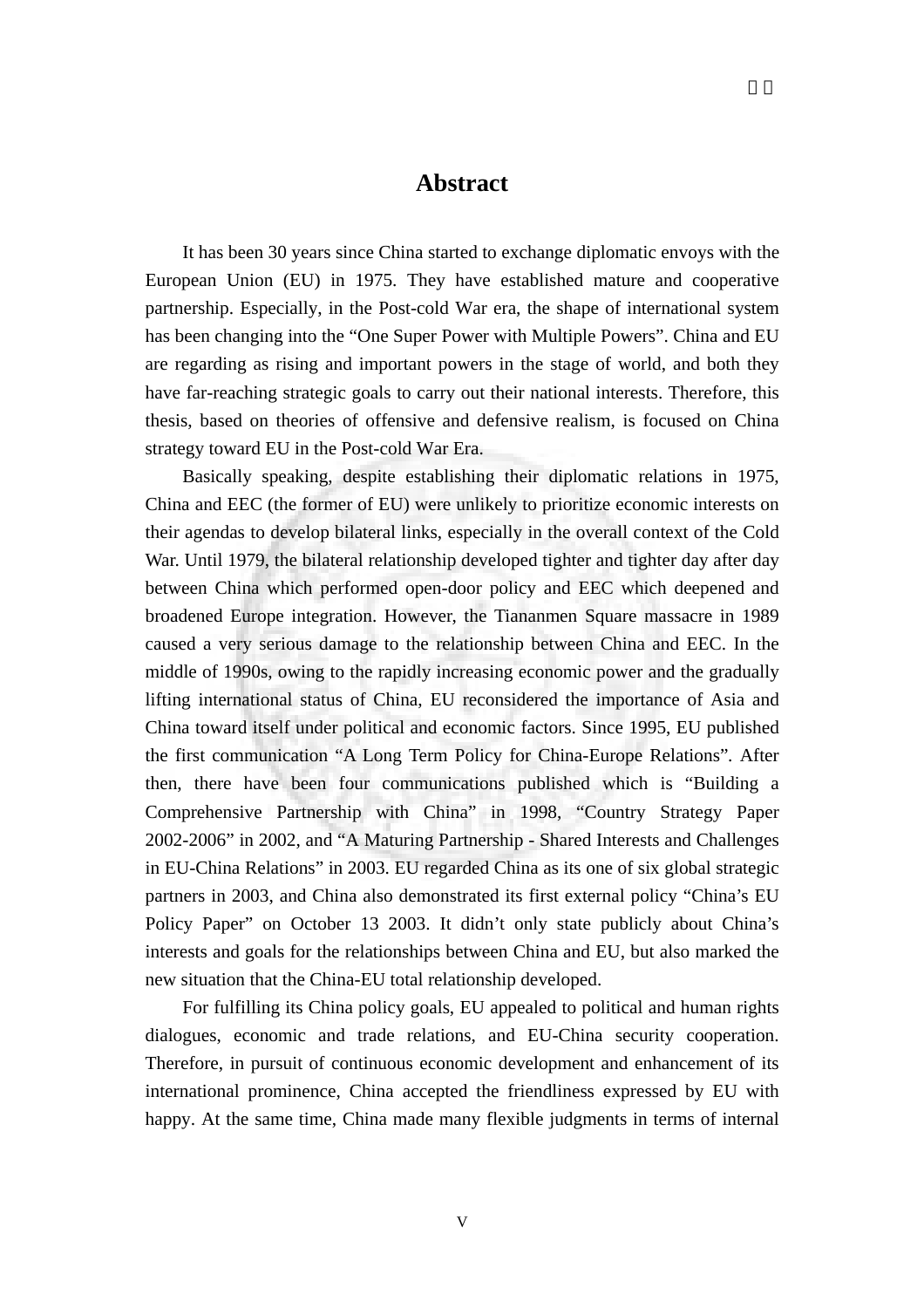# Abstract

It has been 30 years since China started to exchange diplomatic envoys with the European Union (EU) in 1975. They have established mature and cooperative partnership. Especially, in the Post-cold War era, the shape of international system has been changing into the "One Super Power with Multiple Powers". China and EU are regarding as rising and important powers in the stage of world, and both they have far-reaching strategic goals to carry out their national interests. Therefore, this thesis, based on theories of offensive and defensive realism, is focused on China strategy toward EU in the Post-cold War Era.

Basically speaking, despite establishing their diplomatic relations in 1975, China and EEC (the former of EU) were unlikely to prioritize economic interests on their agendas to develop bilateral links, especially in the overall context of the Cold War. Until 1979, the bilateral relationship developed tighter and tighter day after day between China which performed open-door policy and EEC which deepened and broadened Europe integration. However, the Tiananmen Square massacre in 1989 caused a very serious damage to the relationship between China and EEC. In the middle of 1990s, owing to the rapidly increasing economic power and the gradually lifting international status of China, EU reconsidered the importance of Asia and China toward itself under political and economic factors. Since 1995, EU published the first communication "A Long Term Policy for China-Europe Relations". After then, there have been four communications published which is "Building a Comprehensive Partnership with China" in 1998, "Country Strategy Paper 2002-2006" in 2002, and "A Maturing Partnership - Shared Interests and Challenges in EU-China Relations" in 2003. EU regarded China as its one of six global strategic partners in 2003, and China also demonstrated its first external policy "China's EU Policy Paper" on October 13 2003. It didn't only state publicly about China's interests and goals for the relationships between China and EU, but also marked the new situation that the China-EU total relationship developed.

For fulfilling its China policy goals, EU appealed to political and human rights dialogues, economic and trade relations, and EU-China security cooperation. Therefore, in pursuit of continuous economic development and enhancement of its international prominence, China accepted the friendliness expressed by EU with happy. At the same time, China made many flexible judgments in terms of internal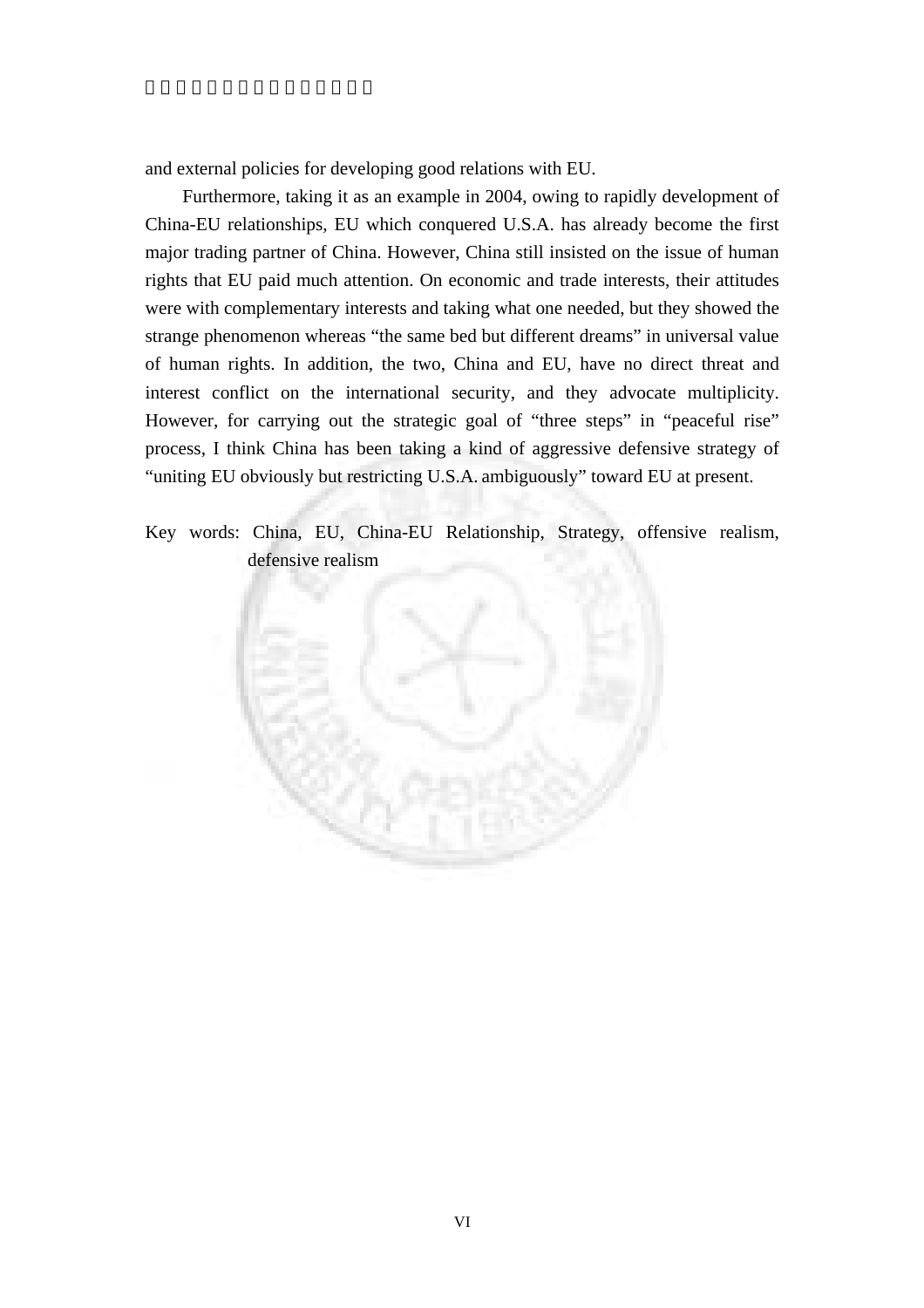and external policies for developing good relations with EU.

Furthermore, taking it as an example in 2004, owing to rapidly development of China-EU relationships, EU which conquered U.S.A. has already become the first major trading partner of China. However, China still insisted on the issue of human rights that EU paid much attention. On economic and trade interests, their attitudes were with complementary interests and taking what one needed, but they showed the strange phenomenon whereas “the same bed but different dreams” in universal value of human rights. In addition, the two, China and EU, have no direct threat and interest conflict on the international security, and they advocate multiplicity. However, for carrying out the strategic goal of “three steps” in “peaceful rise” process, I think China has been taking a kind of aggressive defensive strategy of “uniting EU obviously but restricting U.S.A. ambiguously” toward EU at present.

Key words: China, EU, China-EU Relationship, Strategy, offensive realism, defensive realism